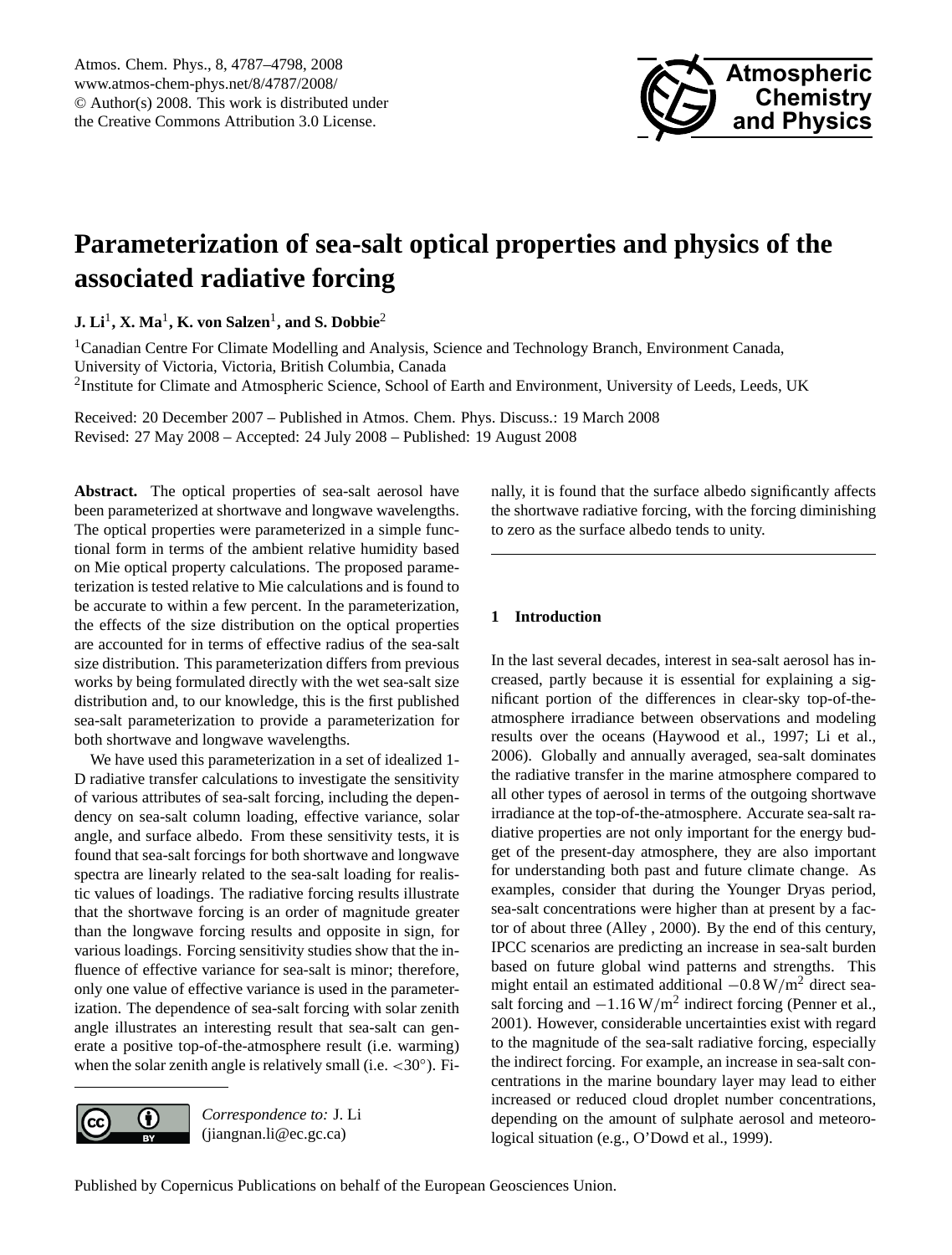# Parameterization of sea-salt optical properties and physics of the associated radiative forcing

**J. Li**[1], **X. Ma**[1], **K. von Salzen**[1], **and S. Dobbie**[2]

[1]Canadian Centre For Climate Modelling and Analysis, Science and Technology Branch, Environment Canada, University of Victoria, Victoria, British Columbia, Canada

[2]Institute for Climate and Atmospheric Science, School of Earth and Environment, University of Leeds, Leeds, UK

Received: 20 December 2007 – Published in Atmos. Chem. Phys. Discuss.: 19 March 2008
Revised: 27 May 2008 – Accepted: 24 July 2008 – Published: 19 August 2008

**Abstract.** The optical properties of sea-salt aerosol have been parameterized at shortwave and longwave wavelengths. The optical properties were parameterized in a simple functional form in terms of the ambient relative humidity based on Mie optical property calculations. The proposed parameterization is tested relative to Mie calculations and is found to be accurate to within a few percent. In the parameterization, the effects of the size distribution on the optical properties are accounted for in terms of effective radius of the sea-salt size distribution. This parameterization differs from previous works by being formulated directly with the wet sea-salt size distribution and, to our knowledge, this is the first published sea-salt parameterization to provide a parameterization for both shortwave and longwave wavelengths.

We have used this parameterization in a set of idealized 1-D radiative transfer calculations to investigate the sensitivity of various attributes of sea-salt forcing, including the dependency on sea-salt column loading, effective variance, solar angle, and surface albedo. From these sensitivity tests, it is found that sea-salt forcings for both shortwave and longwave spectra are linearly related to the sea-salt loading for realistic values of loadings. The radiative forcing results illustrate that the shortwave forcing is an order of magnitude greater than the longwave forcing results and opposite in sign, for various loadings. Forcing sensitivity studies show that the influence of effective variance for sea-salt is minor; therefore, only one value of effective variance is used in the parameterization. The dependence of sea-salt forcing with solar zenith angle illustrates an interesting result that sea-salt can generate a positive top-of-the-atmosphere result (i.e. warming) when the solar zenith angle is relatively small (i.e. $<30^\circ$). Finally, it is found that the surface albedo significantly affects the shortwave radiative forcing, with the forcing diminishing to zero as the surface albedo tends to unity.

*Correspondence to:* J. Li
(jiangnan.li@ec.gc.ca)

## 1 Introduction

In the last several decades, interest in sea-salt aerosol has increased, partly because it is essential for explaining a significant portion of the differences in clear-sky top-of-the-atmosphere irradiance between observations and modeling results over the oceans (Haywood et al., 1997; Li et al., 2006). Globally and annually averaged, sea-salt dominates the radiative transfer in the marine atmosphere compared to all other types of aerosol in terms of the outgoing shortwave irradiance at the top-of-the-atmosphere. Accurate sea-salt radiative properties are not only important for the energy budget of the present-day atmosphere, they are also important for understanding both past and future climate change. As examples, consider that during the Younger Dryas period, sea-salt concentrations were higher than at present by a factor of about three (Alley , 2000). By the end of this century, IPCC scenarios are predicting an increase in sea-salt burden based on future global wind patterns and strengths. This might entail an estimated additional $-0.8\,\mathrm{W/m^2}$ direct sea-salt forcing and $-1.16\,\mathrm{W/m^2}$ indirect forcing (Penner et al., 2001). However, considerable uncertainties exist with regard to the magnitude of the sea-salt radiative forcing, especially the indirect forcing. For example, an increase in sea-salt concentrations in the marine boundary layer may lead to either increased or reduced cloud droplet number concentrations, depending on the amount of sulphate aerosol and meteorological situation (e.g., O'Dowd et al., 1999).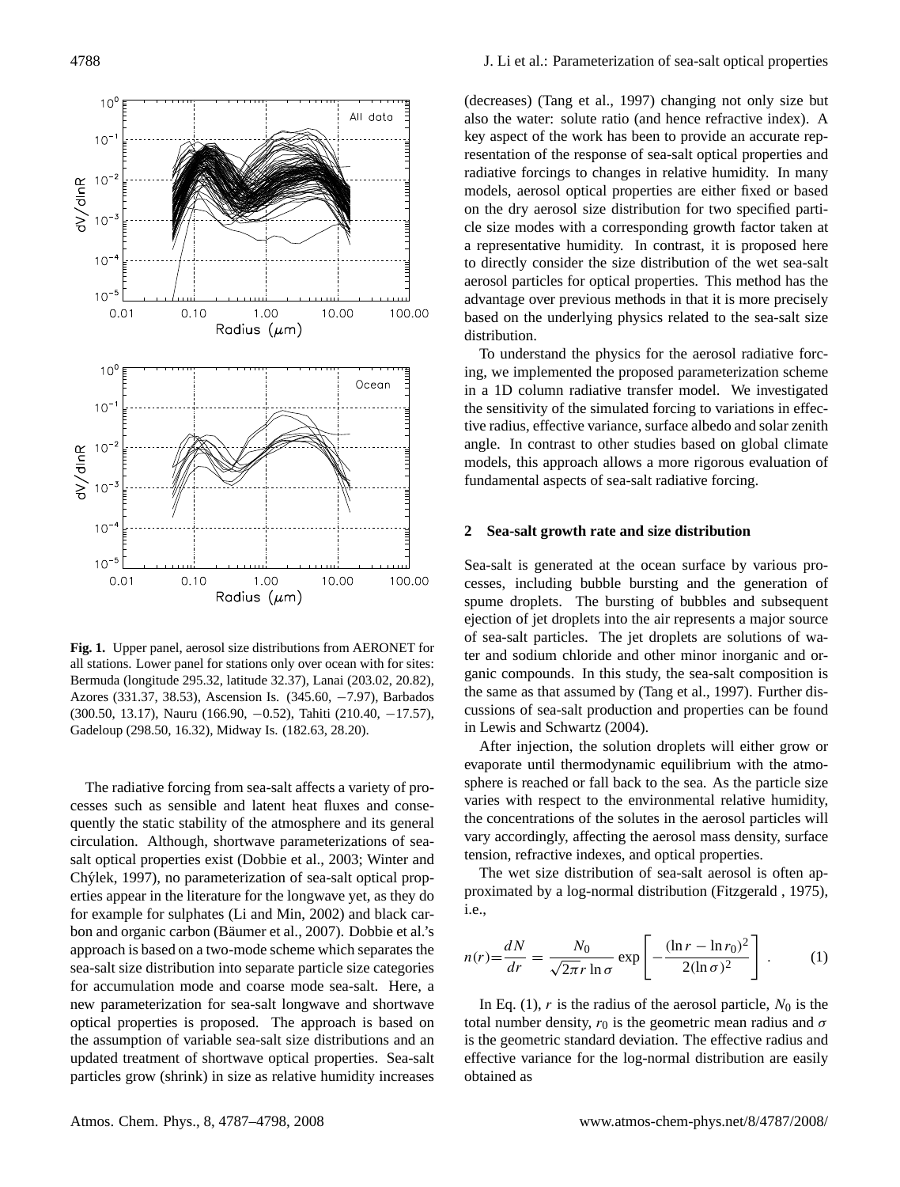**Fig. 1.** Upper panel, aerosol size distributions from AERONET for all stations. Lower panel for stations only over ocean with for sites: Bermuda (longitude 295.32, latitude 32.37), Lanai (203.02, 20.82), Azores (331.37, 38.53), Ascension Is. (345.60, −7.97), Barbados (300.50, 13.17), Nauru (166.90, −0.52), Tahiti (210.40, −17.57), Gadeloup (298.50, 16.32), Midway Is. (182.63, 28.20).

The radiative forcing from sea-salt affects a variety of processes such as sensible and latent heat fluxes and consequently the static stability of the atmosphere and its general circulation. Although, shortwave parameterizations of sea-salt optical properties exist (Dobbie et al., 2003; Winter and Chýlek, 1997), no parameterization of sea-salt optical properties appear in the literature for the longwave yet, as they do for example for sulphates (Li and Min, 2002) and black carbon and organic carbon (Bäumer et al., 2007). Dobbie et al.'s approach is based on a two-mode scheme which separates the sea-salt size distribution into separate particle size categories for accumulation mode and coarse mode sea-salt. Here, a new parameterization for sea-salt longwave and shortwave optical properties is proposed. The approach is based on the assumption of variable sea-salt size distributions and an updated treatment of shortwave optical properties. Sea-salt particles grow (shrink) in size as relative humidity increases (decreases) (Tang et al., 1997) changing not only size but also the water: solute ratio (and hence refractive index). A key aspect of the work has been to provide an accurate representation of the response of sea-salt optical properties and radiative forcings to changes in relative humidity. In many models, aerosol optical properties are either fixed or based on the dry aerosol size distribution for two specified particle size modes with a corresponding growth factor taken at a representative humidity. In contrast, it is proposed here to directly consider the size distribution of the wet sea-salt aerosol particles for optical properties. This method has the advantage over previous methods in that it is more precisely based on the underlying physics related to the sea-salt size distribution.

To understand the physics for the aerosol radiative forcing, we implemented the proposed parameterization scheme in a 1D column radiative transfer model. We investigated the sensitivity of the simulated forcing to variations in effective radius, effective variance, surface albedo and solar zenith angle. In contrast to other studies based on global climate models, this approach allows a more rigorous evaluation of fundamental aspects of sea-salt radiative forcing.

## 2 Sea-salt growth rate and size distribution

Sea-salt is generated at the ocean surface by various processes, including bubble bursting and the generation of spume droplets. The bursting of bubbles and subsequent ejection of jet droplets into the air represents a major source of sea-salt particles. The jet droplets are solutions of water and sodium chloride and other minor inorganic and organic compounds. In this study, the sea-salt composition is the same as that assumed by (Tang et al., 1997). Further discussions of sea-salt production and properties can be found in Lewis and Schwartz (2004).

After injection, the solution droplets will either grow or evaporate until thermodynamic equilibrium with the atmosphere is reached or fall back to the sea. As the particle size varies with respect to the environmental relative humidity, the concentrations of the solutes in the aerosol particles will vary accordingly, affecting the aerosol mass density, surface tension, refractive indexes, and optical properties.

The wet size distribution of sea-salt aerosol is often approximated by a log-normal distribution (Fitzgerald , 1975), i.e.,

$$n(r)=\frac{dN}{dr}=\frac{N_0}{\sqrt{2\pi}r\ln\sigma}\exp\left[-\frac{(\ln r-\ln r_0)^2}{2(\ln\sigma)^2}\right]. \qquad (1)$$

In Eq. (1), $r$ is the radius of the aerosol particle, $N_0$ is the total number density, $r_0$ is the geometric mean radius and $\sigma$ is the geometric standard deviation. The effective radius and effective variance for the log-normal distribution are easily obtained as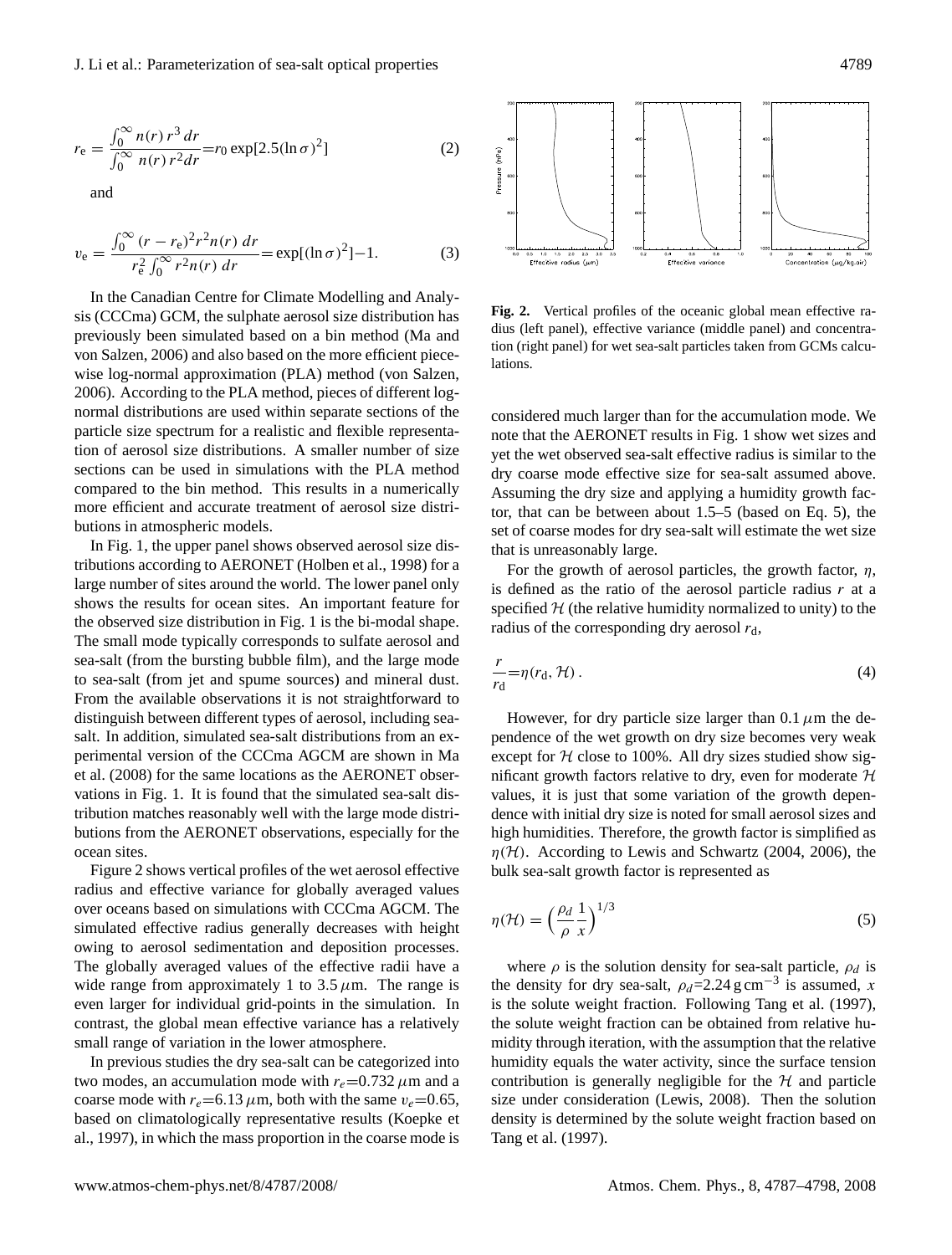$$r_e = \frac{\int_0^\infty n(r)\, r^3\, dr}{\int_0^\infty n(r)\, r^2 dr} = r_0 \exp[2.5(\ln\sigma)^2] \tag{2}$$

and

$$v_e = \frac{\int_0^\infty (r - r_e)^2 r^2 n(r)\, dr}{r_e^2 \int_0^\infty r^2 n(r)\, dr} = \exp[(\ln\sigma)^2] - 1. \tag{3}$$

In the Canadian Centre for Climate Modelling and Analysis (CCCma) GCM, the sulphate aerosol size distribution has previously been simulated based on a bin method (Ma and von Salzen, 2006) and also based on the more efficient piecewise log-normal approximation (PLA) method (von Salzen, 2006). According to the PLA method, pieces of different log-normal distributions are used within separate sections of the particle size spectrum for a realistic and flexible representation of aerosol size distributions. A smaller number of size sections can be used in simulations with the PLA method compared to the bin method. This results in a numerically more efficient and accurate treatment of aerosol size distributions in atmospheric models.

In Fig. 1, the upper panel shows observed aerosol size distributions according to AERONET (Holben et al., 1998) for a large number of sites around the world. The lower panel only shows the results for ocean sites. An important feature for the observed size distribution in Fig. 1 is the bi-modal shape. The small mode typically corresponds to sulfate aerosol and sea-salt (from the bursting bubble film), and the large mode to sea-salt (from jet and spume sources) and mineral dust. From the available observations it is not straightforward to distinguish between different types of aerosol, including sea-salt. In addition, simulated sea-salt distributions from an experimental version of the CCCma AGCM are shown in Ma et al. (2008) for the same locations as the AERONET observations in Fig. 1. It is found that the simulated sea-salt distribution matches reasonably well with the large mode distributions from the AERONET observations, especially for the ocean sites.

Figure 2 shows vertical profiles of the wet aerosol effective radius and effective variance for globally averaged values over oceans based on simulations with CCCma AGCM. The simulated effective radius generally decreases with height owing to aerosol sedimentation and deposition processes. The globally averaged values of the effective radii have a wide range from approximately 1 to 3.5 $\mu$m. The range is even larger for individual grid-points in the simulation. In contrast, the global mean effective variance has a relatively small range of variation in the lower atmosphere.

In previous studies the dry sea-salt can be categorized into two modes, an accumulation mode with $r_e$=0.732 $\mu$m and a coarse mode with $r_e$=6.13 $\mu$m, both with the same $v_e$=0.65, based on climatologically representative results (Koepke et al., 1997), in which the mass proportion in the coarse mode is considered much larger than for the accumulation mode. We note that the AERONET results in Fig. 1 show wet sizes and yet the wet observed sea-salt effective radius is similar to the dry coarse mode effective size for sea-salt assumed above. Assuming the dry size and applying a humidity growth factor, that can be between about 1.5–5 (based on Eq. 5), the set of coarse modes for dry sea-salt will estimate the wet size that is unreasonably large.

**Fig. 2.** Vertical profiles of the oceanic global mean effective radius (left panel), effective variance (middle panel) and concentration (right panel) for wet sea-salt particles taken from GCMs calculations.

For the growth of aerosol particles, the growth factor, $\eta$, is defined as the ratio of the aerosol particle radius $r$ at a specified $\mathcal{H}$ (the relative humidity normalized to unity) to the radius of the corresponding dry aerosol $r_d$,

$$\frac{r}{r_d} = \eta(r_d, \mathcal{H}). \tag{4}$$

However, for dry particle size larger than 0.1 $\mu$m the dependence of the wet growth on dry size becomes very weak except for $\mathcal{H}$ close to 100%. All dry sizes studied show significant growth factors relative to dry, even for moderate $\mathcal{H}$ values, it is just that some variation of the growth dependence with initial dry size is noted for small aerosol sizes and high humidities. Therefore, the growth factor is simplified as $\eta(\mathcal{H})$. According to Lewis and Schwartz (2004, 2006), the bulk sea-salt growth factor is represented as

$$\eta(\mathcal{H}) = \left(\frac{\rho_d}{\rho}\frac{1}{x}\right)^{1/3} \tag{5}$$

where $\rho$ is the solution density for sea-salt particle, $\rho_d$ is the density for dry sea-salt, $\rho_d$=2.24 g cm$^{-3}$ is assumed, $x$ is the solute weight fraction. Following Tang et al. (1997), the solute weight fraction can be obtained from relative humidity through iteration, with the assumption that the relative humidity equals the water activity, since the surface tension contribution is generally negligible for the $\mathcal{H}$ and particle size under consideration (Lewis, 2008). Then the solution density is determined by the solute weight fraction based on Tang et al. (1997).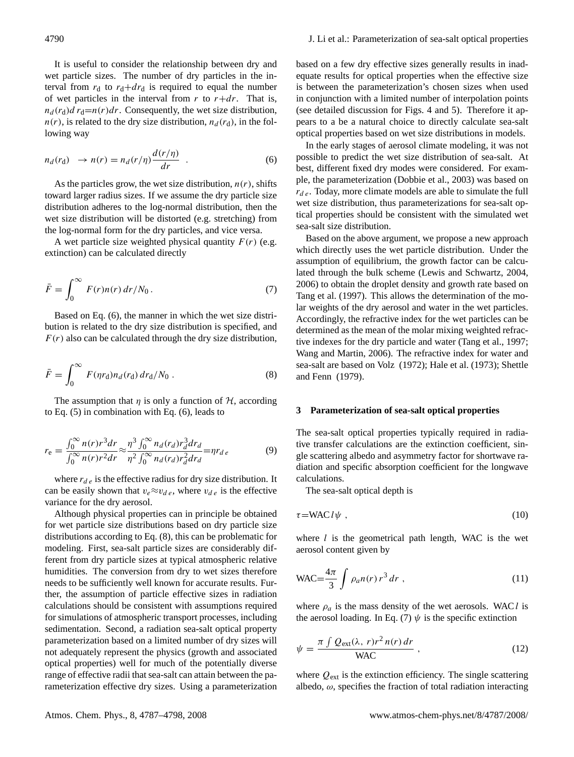It is useful to consider the relationship between dry and wet particle sizes. The number of dry particles in the interval from $r_d$ to $r_d+dr_d$ is required to equal the number of wet particles in the interval from $r$ to $r+dr$. That is, $n_d(r_d)d\,r_d=n(r)dr$. Consequently, the wet size distribution, $n(r)$, is related to the dry size distribution, $n_d(r_d)$, in the following way

$$n_d(r_d) \;\; \rightarrow n(r) = n_d(r/\eta)\frac{d(r/\eta)}{dr} \;\; . \tag{6}$$

As the particles grow, the wet size distribution, $n(r)$, shifts toward larger radius sizes. If we assume the dry particle size distribution adheres to the log-normal distribution, then the wet size distribution will be distorted (e.g. stretching) from the log-normal form for the dry particles, and vice versa.

A wet particle size weighted physical quantity $F(r)$ (e.g. extinction) can be calculated directly

$$\bar{F} = \int_0^\infty F(r)n(r)\,dr/N_0\,. \tag{7}$$

Based on Eq. (6), the manner in which the wet size distribution is related to the dry size distribution is specified, and $F(r)$ also can be calculated through the dry size distribution,

$$\bar{F} = \int_0^\infty F(\eta r_d)n_d(r_d)\,dr_d/N_0\;. \tag{8}$$

The assumption that $\eta$ is only a function of $\mathcal{H}$, according to Eq. (5) in combination with Eq. (6), leads to

$$r_e = \frac{\int_0^\infty n(r)r^3dr}{\int_0^\infty n(r)r^2dr} \approx \frac{\eta^3\int_0^\infty n_d(r_d)r_d^3dr_d}{\eta^2\int_0^\infty n_d(r_d)r_d^2dr_d} = \eta r_{d\,e} \tag{9}$$

where $r_{d\,e}$ is the effective radius for dry size distribution. It can be easily shown that $v_e \approx v_{d\,e}$, where $v_{d\,e}$ is the effective variance for the dry aerosol.

Although physical properties can in principle be obtained for wet particle size distributions based on dry particle size distributions according to Eq. (8), this can be problematic for modeling. First, sea-salt particle sizes are considerably different from dry particle sizes at typical atmospheric relative humidities. The conversion from dry to wet sizes therefore needs to be sufficiently well known for accurate results. Further, the assumption of particle effective sizes in radiation calculations should be consistent with assumptions required for simulations of atmospheric transport processes, including sedimentation. Second, a radiation sea-salt optical property parameterization based on a limited number of dry sizes will not adequately represent the physics (growth and associated optical properties) well for much of the potentially diverse range of effective radii that sea-salt can attain between the parameterization effective dry sizes. Using a parameterization based on a few dry effective sizes generally results in inadequate results for optical properties when the effective size is between the parameterization's chosen sizes when used in conjunction with a limited number of interpolation points (see detailed discussion for Figs. 4 and 5). Therefore it appears to a be a natural choice to directly calculate sea-salt optical properties based on wet size distributions in models.

In the early stages of aerosol climate modeling, it was not possible to predict the wet size distribution of sea-salt. At best, different fixed dry modes were considered. For example, the parameterization (Dobbie et al., 2003) was based on $r_{d\,e}$. Today, more climate models are able to simulate the full wet size distribution, thus parameterizations for sea-salt optical properties should be consistent with the simulated wet sea-salt size distribution.

Based on the above argument, we propose a new approach which directly uses the wet particle distribution. Under the assumption of equilibrium, the growth factor can be calculated through the bulk scheme (Lewis and Schwartz, 2004, 2006) to obtain the droplet density and growth rate based on Tang et al. (1997). This allows the determination of the molar weights of the dry aerosol and water in the wet particles. Accordingly, the refractive index for the wet particles can be determined as the mean of the molar mixing weighted refractive indexes for the dry particle and water (Tang et al., 1997; Wang and Martin, 2006). The refractive index for water and sea-salt are based on Volz (1972); Hale et al. (1973); Shettle and Fenn (1979).

## 3 Parameterization of sea-salt optical properties

The sea-salt optical properties typically required in radiative transfer calculations are the extinction coefficient, single scattering albedo and asymmetry factor for shortwave radiation and specific absorption coefficient for the longwave calculations.

The sea-salt optical depth is

$$\tau = \mathrm{WAC}\,l\,\psi\;, \tag{10}$$

where $l$ is the geometrical path length, WAC is the wet aerosol content given by

$$\mathrm{WAC} = \frac{4\pi}{3}\int \rho_a n(r)\,r^3\,dr\;, \tag{11}$$

where $\rho_a$ is the mass density of the wet aerosols. WAC $l$ is the aerosol loading. In Eq. (7) $\psi$ is the specific extinction

$$\psi = \frac{\pi\int Q_{\mathrm{ext}}(\lambda,\;r)r^2\,n(r)\,dr}{\mathrm{WAC}}\;, \tag{12}$$

where $Q_{\mathrm{ext}}$ is the extinction efficiency. The single scattering albedo, $\omega$, specifies the fraction of total radiation interacting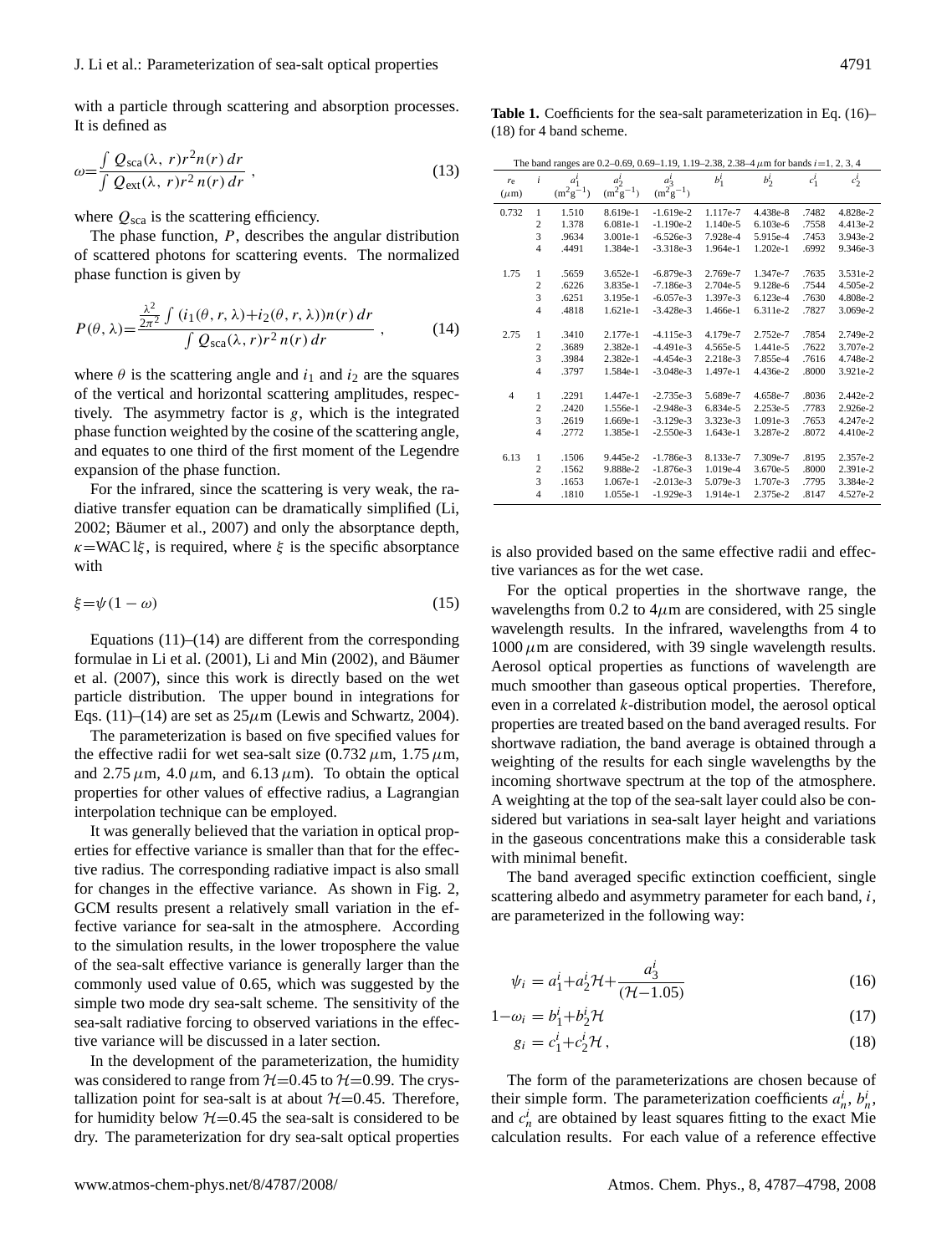with a particle through scattering and absorption processes. It is defined as

$$\omega = \frac{\int Q_{\rm sca}(\lambda,\ r) r^2 n(r)\, dr}{\int Q_{\rm ext}(\lambda,\ r) r^2\, n(r)\, dr}\ , \tag{13}$$

where $Q_{\rm sca}$ is the scattering efficiency.

The phase function, $P$, describes the angular distribution of scattered photons for scattering events. The normalized phase function is given by

$$P(\theta,\lambda) = \frac{\frac{\lambda^2}{2\pi^2}\int (i_1(\theta,r,\lambda)+i_2(\theta,r,\lambda))n(r)\,dr}{\int Q_{\rm sca}(\lambda,r) r^2\, n(r)\, dr}\ , \tag{14}$$

where $\theta$ is the scattering angle and $i_1$ and $i_2$ are the squares of the vertical and horizontal scattering amplitudes, respectively. The asymmetry factor is $g$, which is the integrated phase function weighted by the cosine of the scattering angle, and equates to one third of the first moment of the Legendre expansion of the phase function.

For the infrared, since the scattering is very weak, the radiative transfer equation can be dramatically simplified (Li, 2002; Bäumer et al., 2007) and only the absorptance depth, $\kappa$=WAC $l\xi$, is required, where $\xi$ is the specific absorptance with

$$\xi = \psi(1-\omega) \tag{15}$$

Equations (11)–(14) are different from the corresponding formulae in Li et al. (2001), Li and Min (2002), and Bäumer et al. (2007), since this work is directly based on the wet particle distribution. The upper bound in integrations for Eqs. (11)–(14) are set as 25$\mu$m (Lewis and Schwartz, 2004).

The parameterization is based on five specified values for the effective radii for wet sea-salt size (0.732 $\mu$m, 1.75 $\mu$m, and 2.75 $\mu$m, 4.0 $\mu$m, and 6.13 $\mu$m). To obtain the optical properties for other values of effective radius, a Lagrangian interpolation technique can be employed.

It was generally believed that the variation in optical properties for effective variance is smaller than that for the effective radius. The corresponding radiative impact is also small for changes in the effective variance. As shown in Fig. 2, GCM results present a relatively small variation in the effective variance for sea-salt in the atmosphere. According to the simulation results, in the lower troposphere the value of the sea-salt effective variance is generally larger than the commonly used value of 0.65, which was suggested by the simple two mode dry sea-salt scheme. The sensitivity of the sea-salt radiative forcing to observed variations in the effective variance will be discussed in a later section.

In the development of the parameterization, the humidity was considered to range from $\mathcal{H}$=0.45 to $\mathcal{H}$=0.99. The crystallization point for sea-salt is at about $\mathcal{H}$=0.45. Therefore, for humidity below $\mathcal{H}$=0.45 the sea-salt is considered to be dry. The parameterization for dry sea-salt optical properties is also provided based on the same effective radii and effective variances as for the wet case.

**Table 1.** Coefficients for the sea-salt parameterization in Eq. (16)–(18) for 4 band scheme.

The band ranges are 0.2–0.69, 0.69–1.19, 1.19–2.38, 2.38–4 $\mu$m for bands $i$=1, 2, 3, 4

| $r_e$ ($\mu$m) | $i$ | $a_1^i$ ($\rm m^2g^{-1}$) | $a_2^i$ ($\rm m^2g^{-1}$) | $a_3^i$ ($\rm m^2g^{-1}$) | $b_1^i$ | $b_2^i$ | $c_1^i$ | $c_2^i$ |
|---|---|---|---|---|---|---|---|---|
| 0.732 | 1 | 1.510 | 8.619e-1 | -1.619e-2 | 1.117e-7 | 4.438e-8 | .7482 | 4.828e-2 |
| | 2 | 1.378 | 6.081e-1 | -1.190e-2 | 1.140e-5 | 6.103e-6 | .7558 | 4.413e-2 |
| | 3 | .9634 | 3.001e-1 | -6.526e-3 | 7.928e-4 | 5.915e-4 | .7453 | 3.943e-2 |
| | 4 | .4491 | 1.384e-1 | -3.318e-3 | 1.964e-1 | 1.202e-1 | .6992 | 9.346e-3 |
| 1.75 | 1 | .5659 | 3.652e-1 | -6.879e-3 | 2.769e-7 | 1.347e-7 | .7635 | 3.531e-2 |
| | 2 | .6226 | 3.835e-1 | -7.186e-3 | 2.704e-5 | 9.128e-6 | .7544 | 4.505e-2 |
| | 3 | .6251 | 3.195e-1 | -6.057e-3 | 1.397e-3 | 6.123e-4 | .7630 | 4.808e-2 |
| | 4 | .4818 | 1.621e-1 | -3.428e-3 | 1.466e-1 | 6.311e-2 | .7827 | 3.069e-2 |
| 2.75 | 1 | .3410 | 2.177e-1 | -4.115e-3 | 4.179e-7 | 2.752e-7 | .7854 | 2.749e-2 |
| | 2 | .3689 | 2.382e-1 | -4.491e-3 | 4.565e-5 | 1.441e-5 | .7622 | 3.707e-2 |
| | 3 | .3984 | 2.382e-1 | -4.454e-3 | 2.218e-3 | 7.855e-4 | .7616 | 4.748e-2 |
| | 4 | .3797 | 1.584e-1 | -3.048e-3 | 1.497e-1 | 4.436e-2 | .8000 | 3.921e-2 |
| 4 | 1 | .2291 | 1.447e-1 | -2.735e-3 | 5.689e-7 | 4.658e-7 | .8036 | 2.442e-2 |
| | 2 | .2420 | 1.556e-1 | -2.948e-3 | 6.834e-5 | 2.253e-5 | .7783 | 2.926e-2 |
| | 3 | .2619 | 1.669e-1 | -3.129e-3 | 3.323e-3 | 1.091e-3 | .7653 | 4.247e-2 |
| | 4 | .2772 | 1.385e-1 | -2.550e-3 | 1.643e-1 | 3.287e-2 | .8072 | 4.410e-2 |
| 6.13 | 1 | .1506 | 9.445e-2 | -1.786e-3 | 8.133e-7 | 7.309e-7 | .8195 | 2.357e-2 |
| | 2 | .1562 | 9.888e-2 | -1.876e-3 | 1.019e-4 | 3.670e-5 | .8000 | 2.391e-2 |
| | 3 | .1653 | 1.067e-1 | -2.013e-3 | 5.079e-3 | 1.707e-3 | .7795 | 3.384e-2 |
| | 4 | .1810 | 1.055e-1 | -1.929e-3 | 1.914e-1 | 2.375e-2 | .8147 | 4.527e-2 |

For the optical properties in the shortwave range, the wavelengths from 0.2 to 4$\mu$m are considered, with 25 single wavelength results. In the infrared, wavelengths from 4 to 1000 $\mu$m are considered, with 39 single wavelength results. Aerosol optical properties as functions of wavelength are much smoother than gaseous optical properties. Therefore, even in a correlated $k$-distribution model, the aerosol optical properties are treated based on the band averaged results. For shortwave radiation, the band average is obtained through a weighting of the results for each single wavelengths by the incoming shortwave spectrum at the top of the atmosphere. A weighting at the top of the sea-salt layer could also be considered but variations in sea-salt layer height and variations in the gaseous concentrations make this a considerable task with minimal benefit.

The band averaged specific extinction coefficient, single scattering albedo and asymmetry parameter for each band, $i$, are parameterized in the following way:

$$\psi_i = a_1^i + a_2^i \mathcal{H} + \frac{a_3^i}{(\mathcal{H}-1.05)} \tag{16}$$

$$1-\omega_i = b_1^i + b_2^i \mathcal{H} \tag{17}$$

$$g_i = c_1^i + c_2^i \mathcal{H}\,, \tag{18}$$

The form of the parameterizations are chosen because of their simple form. The parameterization coefficients $a_n^i$, $b_n^i$, and $c_n^i$ are obtained by least squares fitting to the exact Mie calculation results. For each value of a reference effective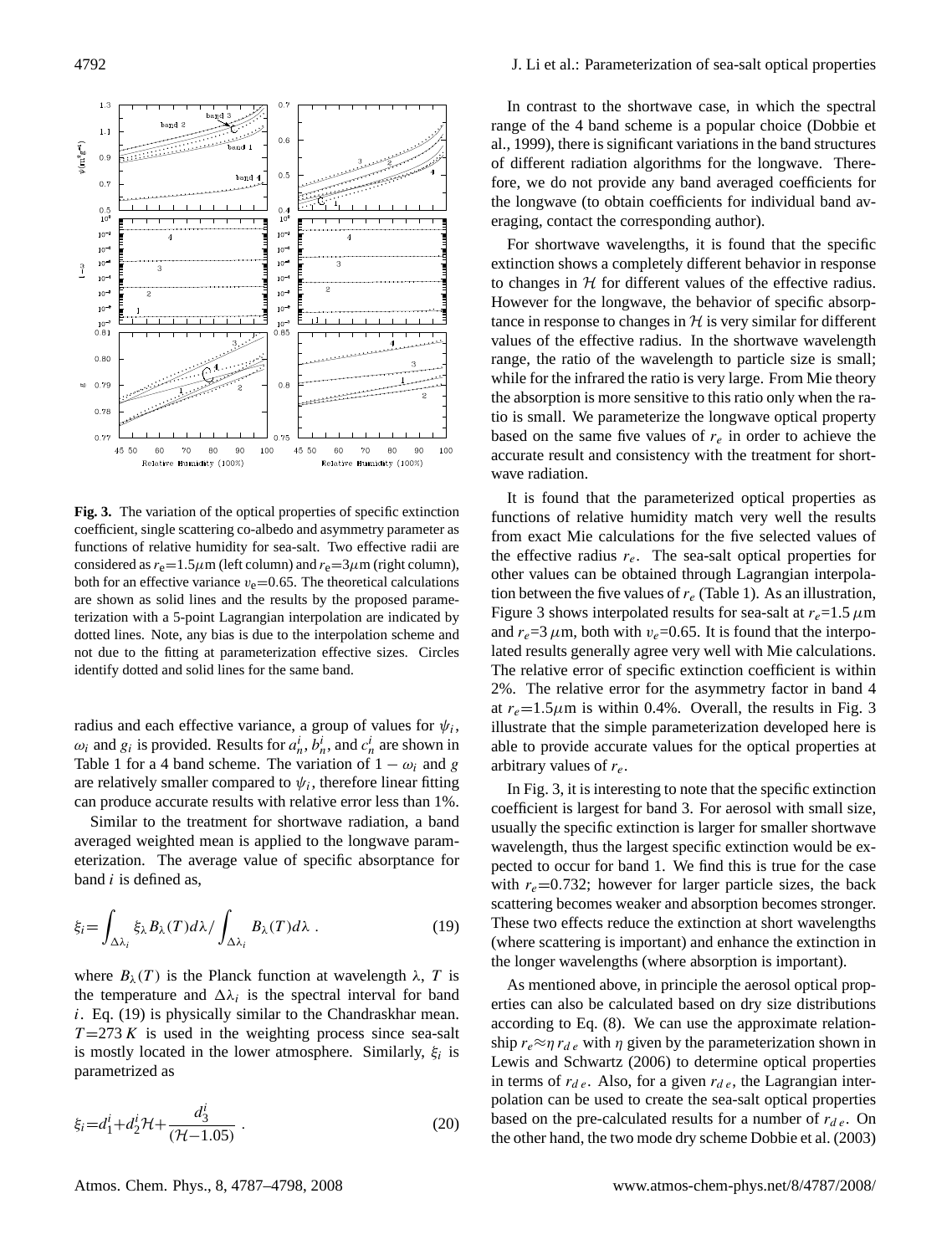**Fig. 3.** The variation of the optical properties of specific extinction coefficient, single scattering co-albedo and asymmetry parameter as functions of relative humidity for sea-salt. Two effective radii are considered as $r_e$=1.5 $\mu$m (left column) and $r_e$=3 $\mu$m (right column), both for an effective variance $v_e$=0.65. The theoretical calculations are shown as solid lines and the results by the proposed parameterization with a 5-point Lagrangian interpolation are indicated by dotted lines. Note, any bias is due to the interpolation scheme and not due to the fitting at parameterization effective sizes. Circles identify dotted and solid lines for the same band.

radius and each effective variance, a group of values for $\psi_i$, $\omega_i$ and $g_i$ is provided. Results for $a_n^i$, $b_n^i$, and $c_n^i$ are shown in Table 1 for a 4 band scheme. The variation of $1-\omega_i$ and $g$ are relatively smaller compared to $\psi_i$, therefore linear fitting can produce accurate results with relative error less than 1%.

Similar to the treatment for shortwave radiation, a band averaged weighted mean is applied to the longwave parameterization. The average value of specific absorptance for band $i$ is defined as,

$$\xi_i = \int_{\Delta\lambda_i} \xi_\lambda B_\lambda(T) d\lambda \Big/ \int_{\Delta\lambda_i} B_\lambda(T) d\lambda \ . \tag{19}$$

where $B_\lambda(T)$ is the Planck function at wavelength $\lambda$, $T$ is the temperature and $\Delta\lambda_i$ is the spectral interval for band $i$. Eq. (19) is physically similar to the Chandraskhar mean. $T$=273 $K$ is used in the weighting process since sea-salt is mostly located in the lower atmosphere. Similarly, $\xi_i$ is parametrized as

$$\xi_i = d_1^i + d_2^i \mathcal{H} + \frac{d_3^i}{(\mathcal{H}-1.05)} \ . \tag{20}$$

In contrast to the shortwave case, in which the spectral range of the 4 band scheme is a popular choice (Dobbie et al., 1999), there is significant variations in the band structures of different radiation algorithms for the longwave. Therefore, we do not provide any band averaged coefficients for the longwave (to obtain coefficients for individual band averaging, contact the corresponding author).

For shortwave wavelengths, it is found that the specific extinction shows a completely different behavior in response to changes in $\mathcal{H}$ for different values of the effective radius. However for the longwave, the behavior of specific absorptance in response to changes in $\mathcal{H}$ is very similar for different values of the effective radius. In the shortwave wavelength range, the ratio of the wavelength to particle size is small; while for the infrared the ratio is very large. From Mie theory the absorption is more sensitive to this ratio only when the ratio is small. We parameterize the longwave optical property based on the same five values of $r_e$ in order to achieve the accurate result and consistency with the treatment for shortwave radiation.

It is found that the parameterized optical properties as functions of relative humidity match very well the results from exact Mie calculations for the five selected values of the effective radius $r_e$. The sea-salt optical properties for other values can be obtained through Lagrangian interpolation between the five values of $r_e$ (Table 1). As an illustration, Figure 3 shows interpolated results for sea-salt at $r_e$=1.5 $\mu$m and $r_e$=3 $\mu$m, both with $v_e$=0.65. It is found that the interpolated results generally agree very well with Mie calculations. The relative error of specific extinction coefficient is within 2%. The relative error for the asymmetry factor in band 4 at $r_e$=1.5$\mu$m is within 0.4%. Overall, the results in Fig. 3 illustrate that the simple parameterization developed here is able to provide accurate values for the optical properties at arbitrary values of $r_e$.

In Fig. 3, it is interesting to note that the specific extinction coefficient is largest for band 3. For aerosol with small size, usually the specific extinction is larger for smaller shortwave wavelength, thus the largest specific extinction would be expected to occur for band 1. We find this is true for the case with $r_e$=0.732; however for larger particle sizes, the back scattering becomes weaker and absorption becomes stronger. These two effects reduce the extinction at short wavelengths (where scattering is important) and enhance the extinction in the longer wavelengths (where absorption is important).

As mentioned above, in principle the aerosol optical properties can also be calculated based on dry size distributions according to Eq. (8). We can use the approximate relationship $r_e \approx \eta\, r_{de}$ with $\eta$ given by the parameterization shown in Lewis and Schwartz (2006) to determine optical properties in terms of $r_{de}$. Also, for a given $r_{de}$, the Lagrangian interpolation can be used to create the sea-salt optical properties based on the pre-calculated results for a number of $r_{de}$. On the other hand, the two mode dry scheme Dobbie et al. (2003)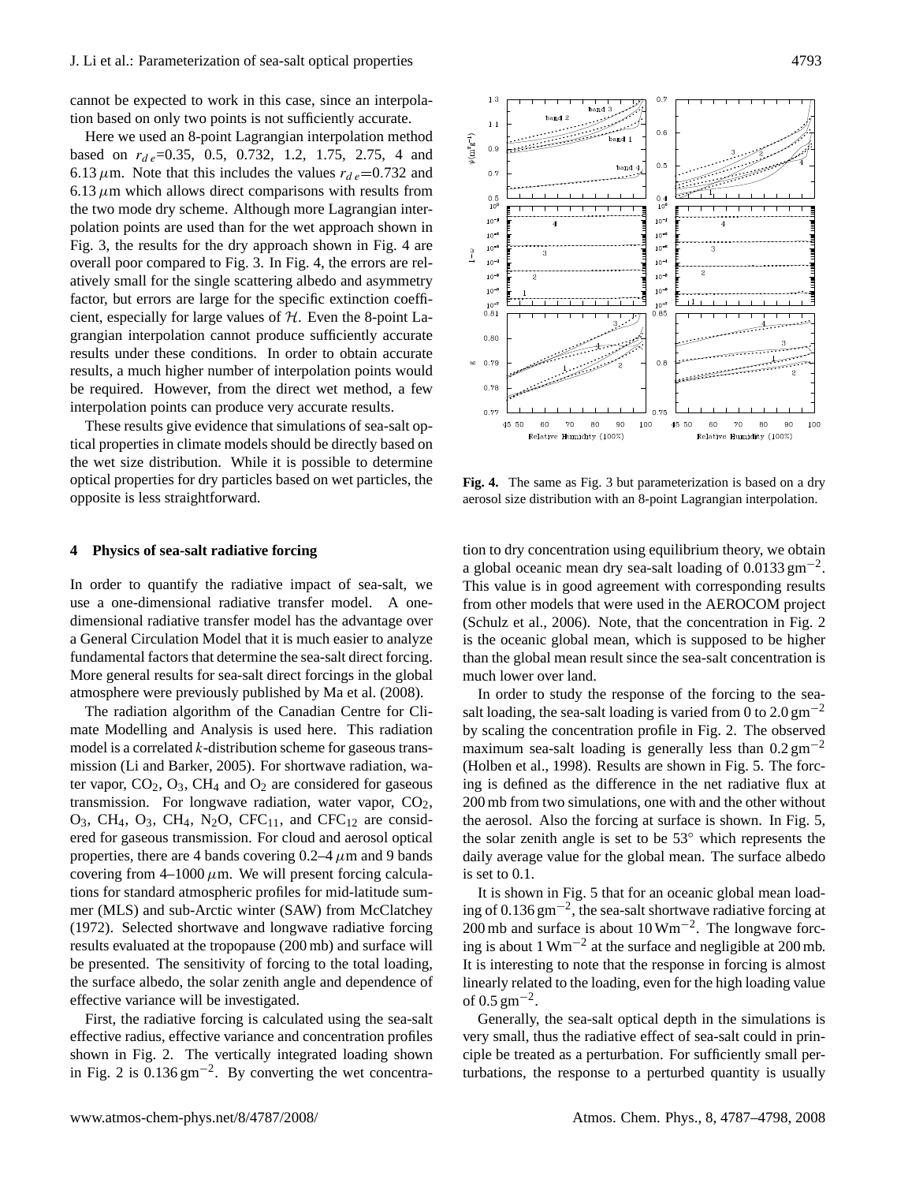cannot be expected to work in this case, since an interpolation based on only two points is not sufficiently accurate.

Here we used an 8-point Lagrangian interpolation method based on $r_{de}$=0.35, 0.5, 0.732, 1.2, 1.75, 2.75, 4 and 6.13 $\mu$m. Note that this includes the values $r_{de}$=0.732 and 6.13 $\mu$m which allows direct comparisons with results from the two mode dry scheme. Although more Lagrangian interpolation points are used than for the wet approach shown in Fig. 3, the results for the dry approach shown in Fig. 4 are overall poor compared to Fig. 3. In Fig. 4, the errors are relatively small for the single scattering albedo and asymmetry factor, but errors are large for the specific extinction coefficient, especially for large values of $\mathcal{H}$. Even the 8-point Lagrangian interpolation cannot produce sufficiently accurate results under these conditions. In order to obtain accurate results, a much higher number of interpolation points would be required. However, from the direct wet method, a few interpolation points can produce very accurate results.

These results give evidence that simulations of sea-salt optical properties in climate models should be directly based on the wet size distribution. While it is possible to determine optical properties for dry particles based on wet particles, the opposite is less straightforward.

**Fig. 4.** The same as Fig. 3 but parameterization is based on a dry aerosol size distribution with an 8-point Lagrangian interpolation.

## 4 Physics of sea-salt radiative forcing

In order to quantify the radiative impact of sea-salt, we use a one-dimensional radiative transfer model. A one-dimensional radiative transfer model has the advantage over a General Circulation Model that it is much easier to analyze fundamental factors that determine the sea-salt direct forcing. More general results for sea-salt direct forcings in the global atmosphere were previously published by Ma et al. (2008).

The radiation algorithm of the Canadian Centre for Climate Modelling and Analysis is used here. This radiation model is a correlated $k$-distribution scheme for gaseous transmission (Li and Barker, 2005). For shortwave radiation, water vapor, $CO_2$, $O_3$, $CH_4$ and $O_2$ are considered for gaseous transmission. For longwave radiation, water vapor, $CO_2$, $O_3$, $CH_4$, $O_3$, $CH_4$, $N_2O$, $CFC_{11}$, and $CFC_{12}$ are considered for gaseous transmission. For cloud and aerosol optical properties, there are 4 bands covering 0.2–4 $\mu$m and 9 bands covering from 4–1000 $\mu$m. We will present forcing calculations for standard atmospheric profiles for mid-latitude summer (MLS) and sub-Arctic winter (SAW) from McClatchey (1972). Selected shortwave and longwave radiative forcing results evaluated at the tropopause (200 mb) and surface will be presented. The sensitivity of forcing to the total loading, the surface albedo, the solar zenith angle and dependence of effective variance will be investigated.

First, the radiative forcing is calculated using the sea-salt effective radius, effective variance and concentration profiles shown in Fig. 2. The vertically integrated loading shown in Fig. 2 is 0.136 $\mathrm{g\,m^{-2}}$. By converting the wet concentration to dry concentration using equilibrium theory, we obtain a global oceanic mean dry sea-salt loading of 0.0133 $\mathrm{g\,m^{-2}}$. This value is in good agreement with corresponding results from other models that were used in the AEROCOM project (Schulz et al., 2006). Note, that the concentration in Fig. 2 is the oceanic global mean, which is supposed to be higher than the global mean result since the sea-salt concentration is much lower over land.

In order to study the response of the forcing to the sea-salt loading, the sea-salt loading is varied from 0 to 2.0 $\mathrm{g\,m^{-2}}$ by scaling the concentration profile in Fig. 2. The observed maximum sea-salt loading is generally less than 0.2 $\mathrm{g\,m^{-2}}$ (Holben et al., 1998). Results are shown in Fig. 5. The forcing is defined as the difference in the net radiative flux at 200 mb from two simulations, one with and the other without the aerosol. Also the forcing at surface is shown. In Fig. 5, the solar zenith angle is set to be 53° which represents the daily average value for the global mean. The surface albedo is set to 0.1.

It is shown in Fig. 5 that for an oceanic global mean loading of 0.136 $\mathrm{g\,m^{-2}}$, the sea-salt shortwave radiative forcing at 200 mb and surface is about 10 $\mathrm{W\,m^{-2}}$. The longwave forcing is about 1 $\mathrm{W\,m^{-2}}$ at the surface and negligible at 200 mb. It is interesting to note that the response in forcing is almost linearly related to the loading, even for the high loading value of 0.5 $\mathrm{g\,m^{-2}}$.

Generally, the sea-salt optical depth in the simulations is very small, thus the radiative effect of sea-salt could in principle be treated as a perturbation. For sufficiently small perturbations, the response to a perturbed quantity is usually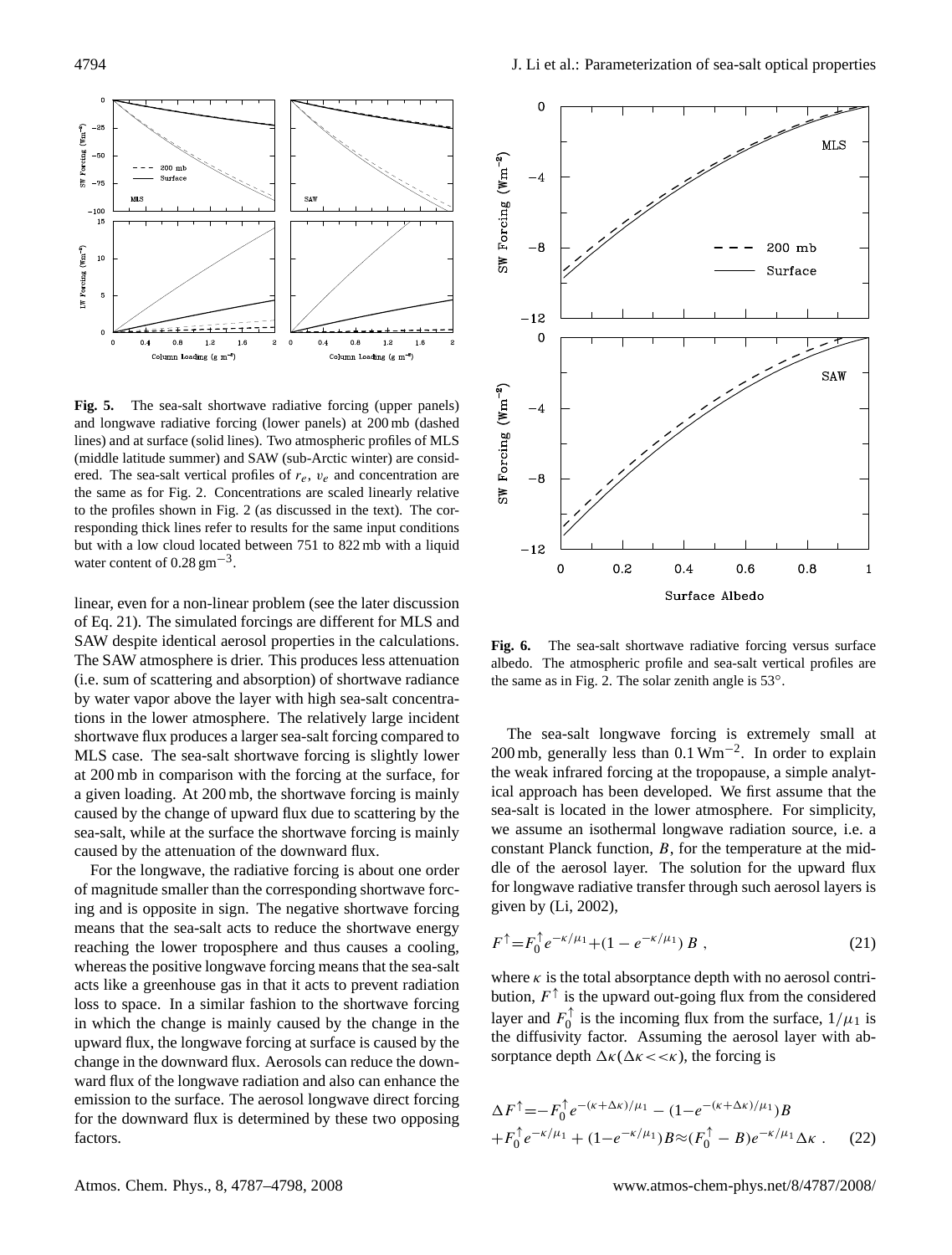**Fig. 5.** The sea-salt shortwave radiative forcing (upper panels) and longwave radiative forcing (lower panels) at 200 mb (dashed lines) and at surface (solid lines). Two atmospheric profiles of MLS (middle latitude summer) and SAW (sub-Arctic winter) are considered. The sea-salt vertical profiles of $r_e$, $v_e$ and concentration are the same as for Fig. 2. Concentrations are scaled linearly relative to the profiles shown in Fig. 2 (as discussed in the text). The corresponding thick lines refer to results for the same input conditions but with a low cloud located between 751 to 822 mb with a liquid water content of 0.28 $\mathrm{g\,m^{-3}}$.

**Fig. 6.** The sea-salt shortwave radiative forcing versus surface albedo. The atmospheric profile and sea-salt vertical profiles are the same as in Fig. 2. The solar zenith angle is 53°.

linear, even for a non-linear problem (see the later discussion of Eq. 21). The simulated forcings are different for MLS and SAW despite identical aerosol properties in the calculations. The SAW atmosphere is drier. This produces less attenuation (i.e. sum of scattering and absorption) of shortwave radiance by water vapor above the layer with high sea-salt concentrations in the lower atmosphere. The relatively large incident shortwave flux produces a larger sea-salt forcing compared to MLS case. The sea-salt shortwave forcing is slightly lower at 200 mb in comparison with the forcing at the surface, for a given loading. At 200 mb, the shortwave forcing is mainly caused by the change of upward flux due to scattering by the sea-salt, while at the surface the shortwave forcing is mainly caused by the attenuation of the downward flux.

For the longwave, the radiative forcing is about one order of magnitude smaller than the corresponding shortwave forcing and is opposite in sign. The negative shortwave forcing means that the sea-salt acts to reduce the shortwave energy reaching the lower troposphere and thus causes a cooling, whereas the positive longwave forcing means that the sea-salt acts like a greenhouse gas in that it acts to prevent radiation loss to space. In a similar fashion to the shortwave forcing in which the change is mainly caused by the change in the upward flux, the longwave forcing at surface is caused by the change in the downward flux. Aerosols can reduce the downward flux of the longwave radiation and also can enhance the emission to the surface. The aerosol longwave direct forcing for the downward flux is determined by these two opposing factors.

The sea-salt longwave forcing is extremely small at 200 mb, generally less than 0.1 $\mathrm{Wm^{-2}}$. In order to explain the weak infrared forcing at the tropopause, a simple analytical approach has been developed. We first assume that the sea-salt is located in the lower atmosphere. For simplicity, we assume an isothermal longwave radiation source, i.e. a constant Planck function, $B$, for the temperature at the middle of the aerosol layer. The solution for the upward flux for longwave radiative transfer through such aerosol layers is given by (Li, 2002),

$$F^{\uparrow} = F_0^{\uparrow} e^{-\kappa/\mu_1} + (1 - e^{-\kappa/\mu_1})\, B \,, \tag{21}$$

where $\kappa$ is the total absorptance depth with no aerosol contribution, $F^{\uparrow}$ is the upward out-going flux from the considered layer and $F_0^{\uparrow}$ is the incoming flux from the surface, $1/\mu_1$ is the diffusivity factor. Assuming the aerosol layer with absorptance depth $\Delta\kappa (\Delta\kappa << \kappa)$, the forcing is

$$\Delta F^{\uparrow} = -F_0^{\uparrow} e^{-(\kappa+\Delta\kappa)/\mu_1} - (1 - e^{-(\kappa+\Delta\kappa)/\mu_1})B + F_0^{\uparrow} e^{-\kappa/\mu_1} + (1 - e^{-\kappa/\mu_1})B \approx (F_0^{\uparrow} - B) e^{-\kappa/\mu_1} \Delta\kappa \,. \tag{22}$$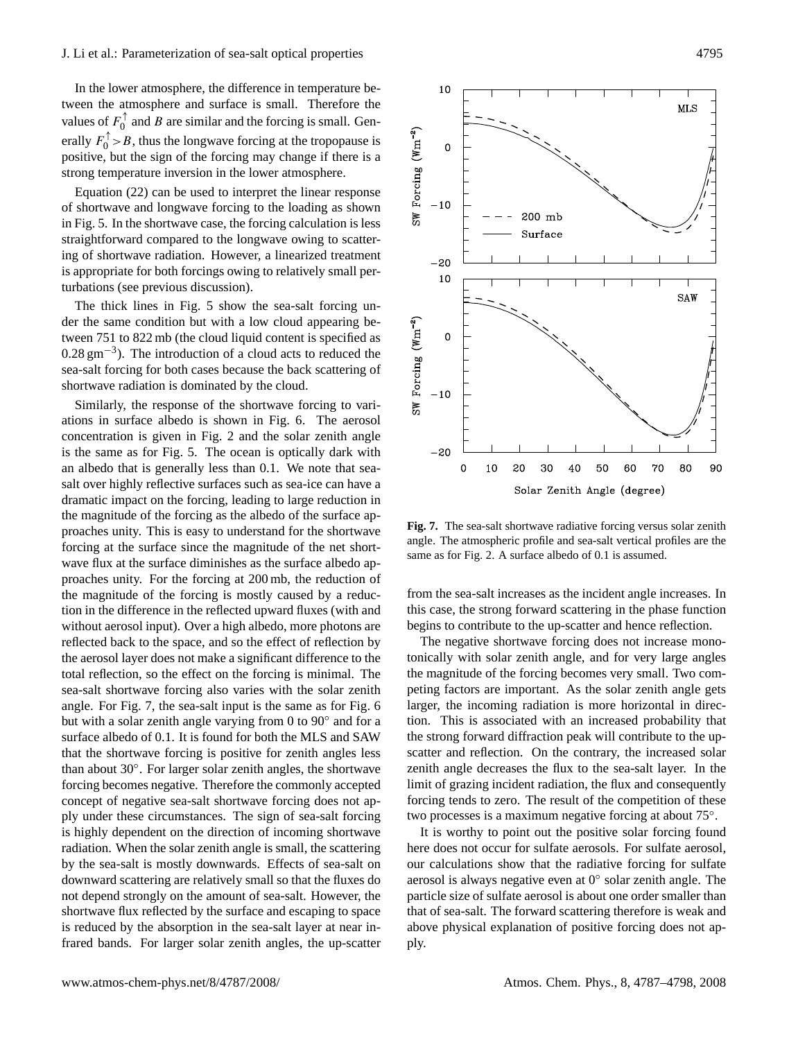In the lower atmosphere, the difference in temperature between the atmosphere and surface is small. Therefore the values of $F_0^{\uparrow}$ and $B$ are similar and the forcing is small. Generally $F_0^{\uparrow} > B$, thus the longwave forcing at the tropopause is positive, but the sign of the forcing may change if there is a strong temperature inversion in the lower atmosphere.

Equation (22) can be used to interpret the linear response of shortwave and longwave forcing to the loading as shown in Fig. 5. In the shortwave case, the forcing calculation is less straightforward compared to the longwave owing to scattering of shortwave radiation. However, a linearized treatment is appropriate for both forcings owing to relatively small perturbations (see previous discussion).

The thick lines in Fig. 5 show the sea-salt forcing under the same condition but with a low cloud appearing between 751 to 822 mb (the cloud liquid content is specified as $0.28\,\mathrm{gm}^{-3}$). The introduction of a cloud acts to reduced the sea-salt forcing for both cases because the back scattering of shortwave radiation is dominated by the cloud.

Similarly, the response of the shortwave forcing to variations in surface albedo is shown in Fig. 6. The aerosol concentration is given in Fig. 2 and the solar zenith angle is the same as for Fig. 5. The ocean is optically dark with an albedo that is generally less than 0.1. We note that sea-salt over highly reflective surfaces such as sea-ice can have a dramatic impact on the forcing, leading to large reduction in the magnitude of the forcing as the albedo of the surface approaches unity. This is easy to understand for the shortwave forcing at the surface since the magnitude of the net shortwave flux at the surface diminishes as the surface albedo approaches unity. For the forcing at 200 mb, the reduction of the magnitude of the forcing is mostly caused by a reduction in the difference in the reflected upward fluxes (with and without aerosol input). Over a high albedo, more photons are reflected back to the space, and so the effect of reflection by the aerosol layer does not make a significant difference to the total reflection, so the effect on the forcing is minimal. The sea-salt shortwave forcing also varies with the solar zenith angle. For Fig. 7, the sea-salt input is the same as for Fig. 6 but with a solar zenith angle varying from 0 to 90° and for a surface albedo of 0.1. It is found for both the MLS and SAW that the shortwave forcing is positive for zenith angles less than about 30°. For larger solar zenith angles, the shortwave forcing becomes negative. Therefore the commonly accepted concept of negative sea-salt shortwave forcing does not apply under these circumstances. The sign of sea-salt forcing is highly dependent on the direction of incoming shortwave radiation. When the solar zenith angle is small, the scattering by the sea-salt is mostly downwards. Effects of sea-salt on downward scattering are relatively small so that the fluxes do not depend strongly on the amount of sea-salt. However, the shortwave flux reflected by the surface and escaping to space is reduced by the absorption in the sea-salt layer at near infrared bands. For larger solar zenith angles, the up-scatter from the sea-salt increases as the incident angle increases. In this case, the strong forward scattering in the phase function begins to contribute to the up-scatter and hence reflection.

**Fig. 7.** The sea-salt shortwave radiative forcing versus solar zenith angle. The atmospheric profile and sea-salt vertical profiles are the same as for Fig. 2. A surface albedo of 0.1 is assumed.

The negative shortwave forcing does not increase monotonically with solar zenith angle, and for very large angles the magnitude of the forcing becomes very small. Two competing factors are important. As the solar zenith angle gets larger, the incoming radiation is more horizontal in direction. This is associated with an increased probability that the strong forward diffraction peak will contribute to the up-scatter and reflection. On the contrary, the increased solar zenith angle decreases the flux to the sea-salt layer. In the limit of grazing incident radiation, the flux and consequently forcing tends to zero. The result of the competition of these two processes is a maximum negative forcing at about 75°.

It is worthy to point out the positive solar forcing found here does not occur for sulfate aerosols. For sulfate aerosol, our calculations show that the radiative forcing for sulfate aerosol is always negative even at 0° solar zenith angle. The particle size of sulfate aerosol is about one order smaller than that of sea-salt. The forward scattering therefore is weak and above physical explanation of positive forcing does not apply.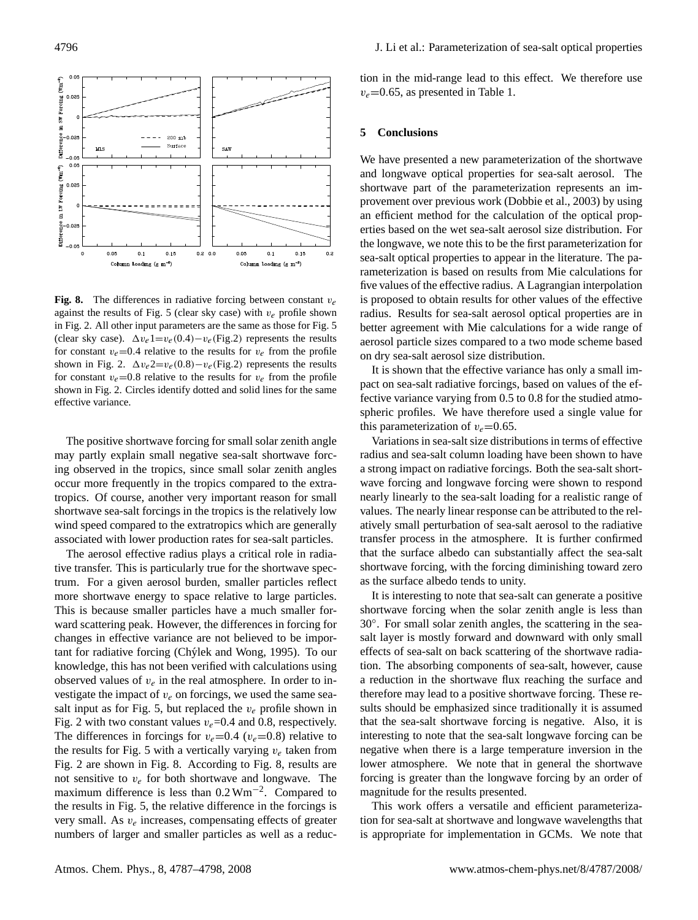**Fig. 8.** The differences in radiative forcing between constant $v_e$ against the results of Fig. 5 (clear sky case) with $v_e$ profile shown in Fig. 2. All other input parameters are the same as those for Fig. 5 (clear sky case). $\Delta v_e 1 = v_e(0.4) - v_e(\text{Fig.2})$ represents the results for constant $v_e$=0.4 relative to the results for $v_e$ from the profile shown in Fig. 2. $\Delta v_e 2 = v_e(0.8) - v_e(\text{Fig.2})$ represents the results for constant $v_e$=0.8 relative to the results for $v_e$ from the profile shown in Fig. 2. Circles identify dotted and solid lines for the same effective variance.

The positive shortwave forcing for small solar zenith angle may partly explain small negative sea-salt shortwave forcing observed in the tropics, since small solar zenith angles occur more frequently in the tropics compared to the extratropics. Of course, another very important reason for small shortwave sea-salt forcings in the tropics is the relatively low wind speed compared to the extratropics which are generally associated with lower production rates for sea-salt particles.

The aerosol effective radius plays a critical role in radiative transfer. This is particularly true for the shortwave spectrum. For a given aerosol burden, smaller particles reflect more shortwave energy to space relative to large particles. This is because smaller particles have a much smaller forward scattering peak. However, the differences in forcing for changes in effective variance are not believed to be important for radiative forcing (Chýlek and Wong, 1995). To our knowledge, this has not been verified with calculations using observed values of $v_e$ in the real atmosphere. In order to investigate the impact of $v_e$ on forcings, we used the same sea-salt input as for Fig. 5, but replaced the $v_e$ profile shown in Fig. 2 with two constant values $v_e$=0.4 and 0.8, respectively. The differences in forcings for $v_e$=0.4 ($v_e$=0.8) relative to the results for Fig. 5 with a vertically varying $v_e$ taken from Fig. 2 are shown in Fig. 8. According to Fig. 8, results are not sensitive to $v_e$ for both shortwave and longwave. The maximum difference is less than 0.2 $\mathrm{W m^{-2}}$. Compared to the results in Fig. 5, the relative difference in the forcings is very small. As $v_e$ increases, compensating effects of greater numbers of larger and smaller particles as well as a reduction in the mid-range lead to this effect. We therefore use $v_e$=0.65, as presented in Table 1.

## 5 Conclusions

We have presented a new parameterization of the shortwave and longwave optical properties for sea-salt aerosol. The shortwave part of the parameterization represents an improvement over previous work (Dobbie et al., 2003) by using an efficient method for the calculation of the optical properties based on the wet sea-salt aerosol size distribution. For the longwave, we note this to be the first parameterization for sea-salt optical properties to appear in the literature. The parameterization is based on results from Mie calculations for five values of the effective radius. A Lagrangian interpolation is proposed to obtain results for other values of the effective radius. Results for sea-salt aerosol optical properties are in better agreement with Mie calculations for a wide range of aerosol particle sizes compared to a two mode scheme based on dry sea-salt aerosol size distribution.

It is shown that the effective variance has only a small impact on sea-salt radiative forcings, based on values of the effective variance varying from 0.5 to 0.8 for the studied atmospheric profiles. We have therefore used a single value for this parameterization of $v_e$=0.65.

Variations in sea-salt size distributions in terms of effective radius and sea-salt column loading have been shown to have a strong impact on radiative forcings. Both the sea-salt shortwave forcing and longwave forcing were shown to respond nearly linearly to the sea-salt loading for a realistic range of values. The nearly linear response can be attributed to the relatively small perturbation of sea-salt aerosol to the radiative transfer process in the atmosphere. It is further confirmed that the surface albedo can substantially affect the sea-salt shortwave forcing, with the forcing diminishing toward zero as the surface albedo tends to unity.

It is interesting to note that sea-salt can generate a positive shortwave forcing when the solar zenith angle is less than 30°. For small solar zenith angles, the scattering in the sea-salt layer is mostly forward and downward with only small effects of sea-salt on back scattering of the shortwave radiation. The absorbing components of sea-salt, however, cause a reduction in the shortwave flux reaching the surface and therefore may lead to a positive shortwave forcing. These results should be emphasized since traditionally it is assumed that the sea-salt shortwave forcing is negative. Also, it is interesting to note that the sea-salt longwave forcing can be negative when there is a large temperature inversion in the lower atmosphere. We note that in general the shortwave forcing is greater than the longwave forcing by an order of magnitude for the results presented.

This work offers a versatile and efficient parameterization for sea-salt at shortwave and longwave wavelengths that is appropriate for implementation in GCMs. We note that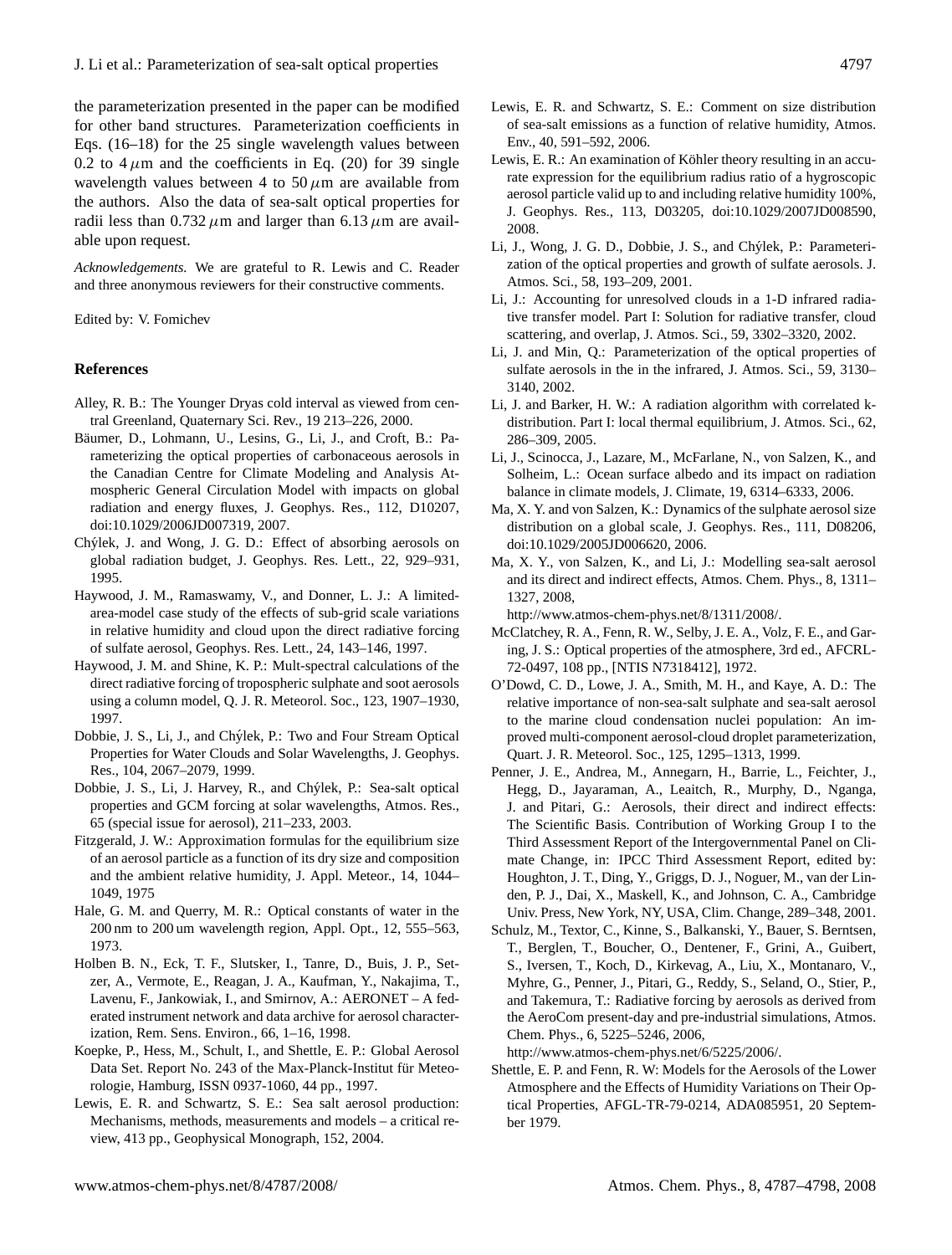the parameterization presented in the paper can be modified for other band structures. Parameterization coefficients in Eqs. (16–18) for the 25 single wavelength values between 0.2 to 4 $\mu$m and the coefficients in Eq. (20) for 39 single wavelength values between 4 to 50 $\mu$m are available from the authors. Also the data of sea-salt optical properties for radii less than 0.732 $\mu$m and larger than 6.13 $\mu$m are available upon request.

*Acknowledgements.* We are grateful to R. Lewis and C. Reader and three anonymous reviewers for their constructive comments.

Edited by: V. Fomichev

## References

Alley, R. B.: The Younger Dryas cold interval as viewed from central Greenland, Quaternary Sci. Rev., 19 213–226, 2000.

Bäumer, D., Lohmann, U., Lesins, G., Li, J., and Croft, B.: Parameterizing the optical properties of carbonaceous aerosols in the Canadian Centre for Climate Modeling and Analysis Atmospheric General Circulation Model with impacts on global radiation and energy fluxes, J. Geophys. Res., 112, D10207, doi:10.1029/2006JD007319, 2007.

Chýlek, J. and Wong, J. G. D.: Effect of absorbing aerosols on global radiation budget, J. Geophys. Res. Lett., 22, 929–931, 1995.

Haywood, J. M., Ramaswamy, V., and Donner, L. J.: A limited-area-model case study of the effects of sub-grid scale variations in relative humidity and cloud upon the direct radiative forcing of sulfate aerosol, Geophys. Res. Lett., 24, 143–146, 1997.

Haywood, J. M. and Shine, K. P.: Mult-spectral calculations of the direct radiative forcing of tropospheric sulphate and soot aerosols using a column model, Q. J. R. Meteorol. Soc., 123, 1907–1930, 1997.

Dobbie, J. S., Li, J., and Chýlek, P.: Two and Four Stream Optical Properties for Water Clouds and Solar Wavelengths, J. Geophys. Res., 104, 2067–2079, 1999.

Dobbie, J. S., Li, J. Harvey, R., and Chýlek, P.: Sea-salt optical properties and GCM forcing at solar wavelengths, Atmos. Res., 65 (special issue for aerosol), 211–233, 2003.

Fitzgerald, J. W.: Approximation formulas for the equilibrium size of an aerosol particle as a function of its dry size and composition and the ambient relative humidity, J. Appl. Meteor., 14, 1044–1049, 1975

Hale, G. M. and Querry, M. R.: Optical constants of water in the 200 nm to 200 um wavelength region, Appl. Opt., 12, 555–563, 1973.

Holben B. N., Eck, T. F., Slutsker, I., Tanre, D., Buis, J. P., Setzer, A., Vermote, E., Reagan, J. A., Kaufman, Y., Nakajima, T., Lavenu, F., Jankowiak, I., and Smirnov, A.: AERONET – A federated instrument network and data archive for aerosol characterization, Rem. Sens. Environ., 66, 1–16, 1998.

Koepke, P., Hess, M., Schult, I., and Shettle, E. P.: Global Aerosol Data Set. Report No. 243 of the Max-Planck-Institut für Meteorologie, Hamburg, ISSN 0937-1060, 44 pp., 1997.

Lewis, E. R. and Schwartz, S. E.: Sea salt aerosol production: Mechanisms, methods, measurements and models – a critical review, 413 pp., Geophysical Monograph, 152, 2004.

Lewis, E. R. and Schwartz, S. E.: Comment on size distribution of sea-salt emissions as a function of relative humidity, Atmos. Env., 40, 591–592, 2006.

Lewis, E. R.: An examination of Köhler theory resulting in an accurate expression for the equilibrium radius ratio of a hygroscopic aerosol particle valid up to and including relative humidity 100%, J. Geophys. Res., 113, D03205, doi:10.1029/2007JD008590, 2008.

Li, J., Wong, J. G. D., Dobbie, J. S., and Chýlek, P.: Parameterization of the optical properties and growth of sulfate aerosols. J. Atmos. Sci., 58, 193–209, 2001.

Li, J.: Accounting for unresolved clouds in a 1-D infrared radiative transfer model. Part I: Solution for radiative transfer, cloud scattering, and overlap, J. Atmos. Sci., 59, 3302–3320, 2002.

Li, J. and Min, Q.: Parameterization of the optical properties of sulfate aerosols in the in the infrared, J. Atmos. Sci., 59, 3130–3140, 2002.

Li, J. and Barker, H. W.: A radiation algorithm with correlated k-distribution. Part I: local thermal equilibrium, J. Atmos. Sci., 62, 286–309, 2005.

Li, J., Scinocca, J., Lazare, M., McFarlane, N., von Salzen, K., and Solheim, L.: Ocean surface albedo and its impact on radiation balance in climate models, J. Climate, 19, 6314–6333, 2006.

Ma, X. Y. and von Salzen, K.: Dynamics of the sulphate aerosol size distribution on a global scale, J. Geophys. Res., 111, D08206, doi:10.1029/2005JD006620, 2006.

Ma, X. Y., von Salzen, K., and Li, J.: Modelling sea-salt aerosol and its direct and indirect effects, Atmos. Chem. Phys., 8, 1311–1327, 2008, http://www.atmos-chem-phys.net/8/1311/2008/.

McClatchey, R. A., Fenn, R. W., Selby, J. E. A., Volz, F. E., and Garing, J. S.: Optical properties of the atmosphere, 3rd ed., AFCRL-72-0497, 108 pp., [NTIS N7318412], 1972.

O'Dowd, C. D., Lowe, J. A., Smith, M. H., and Kaye, A. D.: The relative importance of non-sea-salt sulphate and sea-salt aerosol to the marine cloud condensation nuclei population: An improved multi-component aerosol-cloud droplet parameterization, Quart. J. R. Meteorol. Soc., 125, 1295–1313, 1999.

Penner, J. E., Andrea, M., Annegarn, H., Barrie, L., Feichter, J., Hegg, D., Jayaraman, A., Leaitch, R., Murphy, D., Nganga, J. and Pitari, G.: Aerosols, their direct and indirect effects: The Scientific Basis. Contribution of Working Group I to the Third Assessment Report of the Intergovernmental Panel on Climate Change, in: IPCC Third Assessment Report, edited by: Houghton, J. T., Ding, Y., Griggs, D. J., Noguer, M., van der Linden, P. J., Dai, X., Maskell, K., and Johnson, C. A., Cambridge Univ. Press, New York, NY, USA, Clim. Change, 289–348, 2001.

Schulz, M., Textor, C., Kinne, S., Balkanski, Y., Bauer, S. Berntsen, T., Berglen, T., Boucher, O., Dentener, F., Grini, A., Guibert, S., Iversen, T., Koch, D., Kirkevag, A., Liu, X., Montanaro, V., Myhre, G., Penner, J., Pitari, G., Reddy, S., Seland, O., Stier, P., and Takemura, T.: Radiative forcing by aerosols as derived from the AeroCom present-day and pre-industrial simulations, Atmos. Chem. Phys., 6, 5225–5246, 2006, http://www.atmos-chem-phys.net/6/5225/2006/.

Shettle, E. P. and Fenn, R. W: Models for the Aerosols of the Lower Atmosphere and the Effects of Humidity Variations on Their Optical Properties, AFGL-TR-79-0214, ADA085951, 20 September 1979.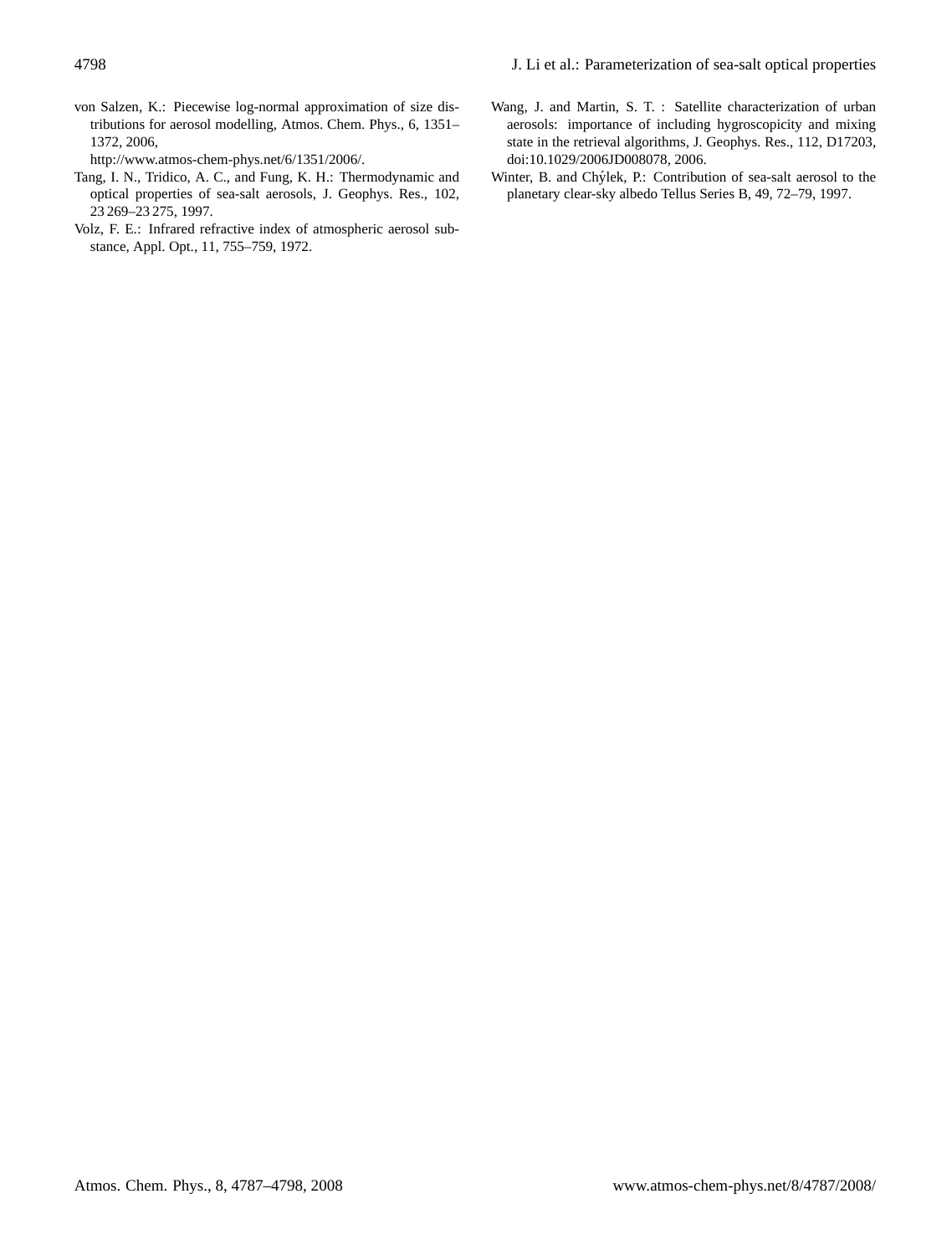von Salzen, K.: Piecewise log-normal approximation of size distributions for aerosol modelling, Atmos. Chem. Phys., 6, 1351–1372, 2006, http://www.atmos-chem-phys.net/6/1351/2006/.

Tang, I. N., Tridico, A. C., and Fung, K. H.: Thermodynamic and optical properties of sea-salt aerosols, J. Geophys. Res., 102, 23 269–23 275, 1997.

Volz, F. E.: Infrared refractive index of atmospheric aerosol substance, Appl. Opt., 11, 755–759, 1972.

Wang, J. and Martin, S. T. : Satellite characterization of urban aerosols: importance of including hygroscopicity and mixing state in the retrieval algorithms, J. Geophys. Res., 112, D17203, doi:10.1029/2006JD008078, 2006.

Winter, B. and Chýlek, P.: Contribution of sea-salt aerosol to the planetary clear-sky albedo Tellus Series B, 49, 72–79, 1997.